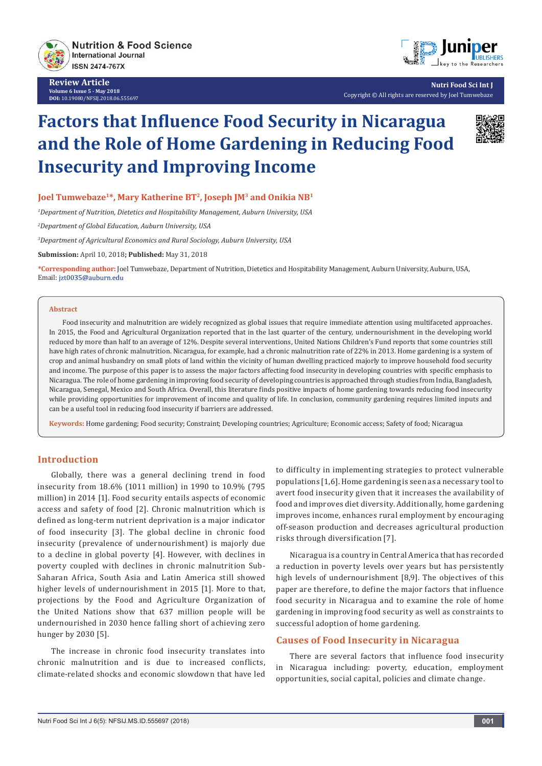Review Article

# Factors that Influence Food Security in Nicaragua and the Role of Home Gardening in Reducing Food Insecurity and Improving Income

**Joel Tumwebaze[1]*, Mary Katherine BT[2], Joseph JM[3] and Onikia NB[1]**

[1]*Department of Nutrition, Dietetics and Hospitability Management, Auburn University, USA*

[2]*Department of Global Education, Auburn University, USA*

[3]*Department of Agricultural Economics and Rural Sociology, Auburn University, USA*

**Submission:** April 10, 2018; **Published:** May 31, 2018

***Corresponding author:** Joel Tumwebaze, Department of Nutrition, Dietetics and Hospitability Management, Auburn University, Auburn, USA, Email: jzt0035@auburn.edu

## Abstract

Food insecurity and malnutrition are widely recognized as global issues that require immediate attention using multifaceted approaches. In 2015, the Food and Agricultural Organization reported that in the last quarter of the century, undernourishment in the developing world reduced by more than half to an average of 12%. Despite several interventions, United Nations Children's Fund reports that some countries still have high rates of chronic malnutrition. Nicaragua, for example, had a chronic malnutrition rate of 22% in 2013. Home gardening is a system of crop and animal husbandry on small plots of land within the vicinity of human dwelling practiced majorly to improve household food security and income. The purpose of this paper is to assess the major factors affecting food insecurity in developing countries with specific emphasis to Nicaragua. The role of home gardening in improving food security of developing countries is approached through studies from India, Bangladesh, Nicaragua, Senegal, Mexico and South Africa. Overall, this literature finds positive impacts of home gardening towards reducing food insecurity while providing opportunities for improvement of income and quality of life. In conclusion, community gardening requires limited inputs and can be a useful tool in reducing food insecurity if barriers are addressed.

**Keywords:** Home gardening; Food security; Constraint; Developing countries; Agriculture; Economic access; Safety of food; Nicaragua

## Introduction

Globally, there was a general declining trend in food insecurity from 18.6% (1011 million) in 1990 to 10.9% (795 million) in 2014 [1]. Food security entails aspects of economic access and safety of food [2]. Chronic malnutrition which is defined as long-term nutrient deprivation is a major indicator of food insecurity [3]. The global decline in chronic food insecurity (prevalence of undernourishment) is majorly due to a decline in global poverty [4]. However, with declines in poverty coupled with declines in chronic malnutrition Sub-Saharan Africa, South Asia and Latin America still showed higher levels of undernourishment in 2015 [1]. More to that, projections by the Food and Agriculture Organization of the United Nations show that 637 million people will be undernourished in 2030 hence falling short of achieving zero hunger by 2030 [5].

The increase in chronic food insecurity translates into chronic malnutrition and is due to increased conflicts, climate-related shocks and economic slowdown that have led to difficulty in implementing strategies to protect vulnerable populations [1,6]. Home gardening is seen as a necessary tool to avert food insecurity given that it increases the availability of food and improves diet diversity. Additionally, home gardening improves income, enhances rural employment by encouraging off-season production and decreases agricultural production risks through diversification [7].

Nicaragua is a country in Central America that has recorded a reduction in poverty levels over years but has persistently high levels of undernourishment [8,9]. The objectives of this paper are therefore, to define the major factors that influence food security in Nicaragua and to examine the role of home gardening in improving food security as well as constraints to successful adoption of home gardening.

## Causes of Food Insecurity in Nicaragua

There are several factors that influence food insecurity in Nicaragua including: poverty, education, employment opportunities, social capital, policies and climate change.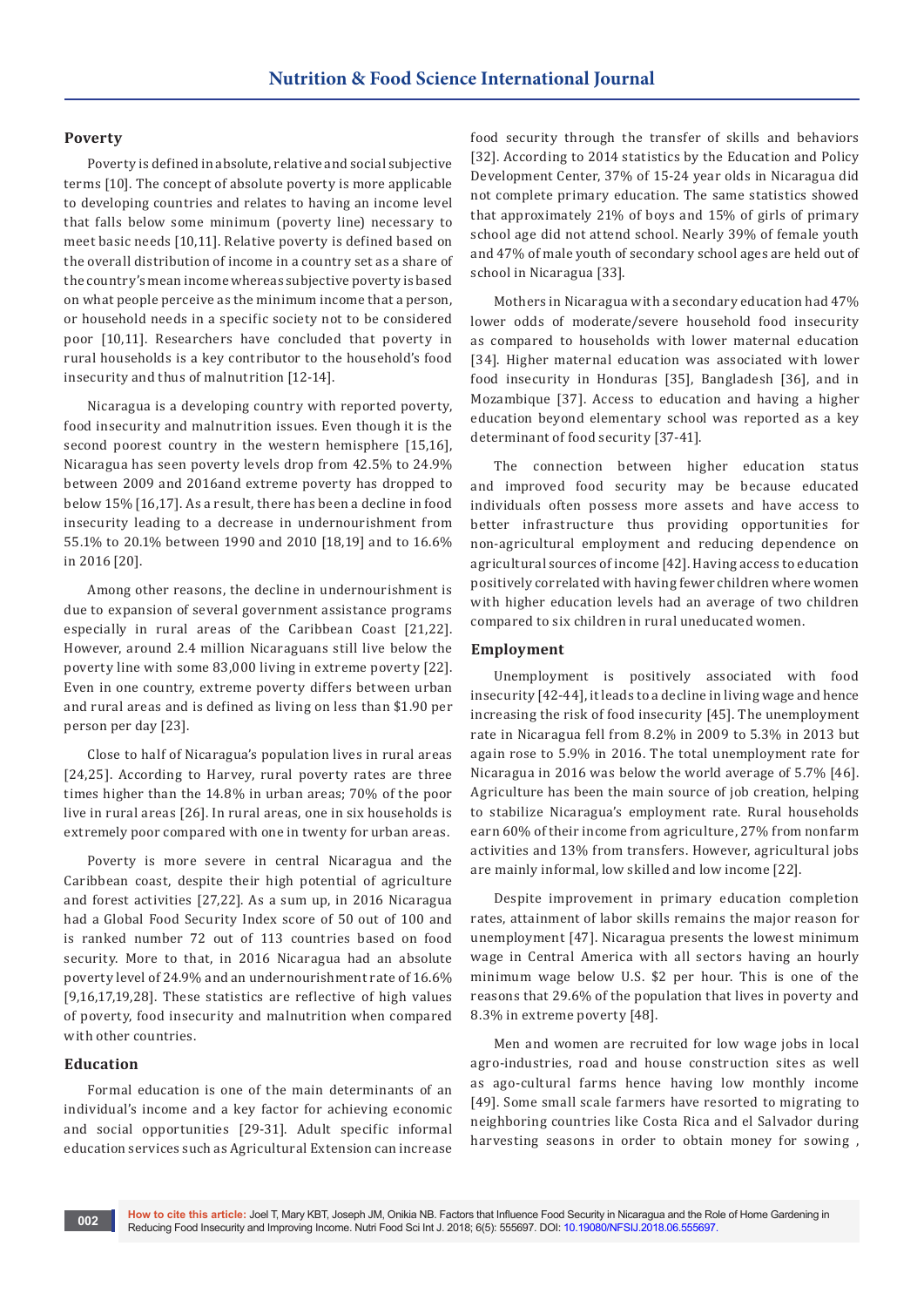## Poverty

Poverty is defined in absolute, relative and social subjective terms [10]. The concept of absolute poverty is more applicable to developing countries and relates to having an income level that falls below some minimum (poverty line) necessary to meet basic needs [10,11]. Relative poverty is defined based on the overall distribution of income in a country set as a share of the country's mean income whereas subjective poverty is based on what people perceive as the minimum income that a person, or household needs in a specific society not to be considered poor [10,11]. Researchers have concluded that poverty in rural households is a key contributor to the household's food insecurity and thus of malnutrition [12-14].

Nicaragua is a developing country with reported poverty, food insecurity and malnutrition issues. Even though it is the second poorest country in the western hemisphere [15,16], Nicaragua has seen poverty levels drop from 42.5% to 24.9% between 2009 and 2016and extreme poverty has dropped to below 15% [16,17]. As a result, there has been a decline in food insecurity leading to a decrease in undernourishment from 55.1% to 20.1% between 1990 and 2010 [18,19] and to 16.6% in 2016 [20].

Among other reasons, the decline in undernourishment is due to expansion of several government assistance programs especially in rural areas of the Caribbean Coast [21,22]. However, around 2.4 million Nicaraguans still live below the poverty line with some 83,000 living in extreme poverty [22]. Even in one country, extreme poverty differs between urban and rural areas and is defined as living on less than $1.90 per person per day [23].

Close to half of Nicaragua's population lives in rural areas [24,25]. According to Harvey, rural poverty rates are three times higher than the 14.8% in urban areas; 70% of the poor live in rural areas [26]. In rural areas, one in six households is extremely poor compared with one in twenty for urban areas.

Poverty is more severe in central Nicaragua and the Caribbean coast, despite their high potential of agriculture and forest activities [27,22]. As a sum up, in 2016 Nicaragua had a Global Food Security Index score of 50 out of 100 and is ranked number 72 out of 113 countries based on food security. More to that, in 2016 Nicaragua had an absolute poverty level of 24.9% and an undernourishment rate of 16.6% [9,16,17,19,28]. These statistics are reflective of high values of poverty, food insecurity and malnutrition when compared with other countries.

## Education

Formal education is one of the main determinants of an individual's income and a key factor for achieving economic and social opportunities [29-31]. Adult specific informal education services such as Agricultural Extension can increase food security through the transfer of skills and behaviors [32]. According to 2014 statistics by the Education and Policy Development Center, 37% of 15-24 year olds in Nicaragua did not complete primary education. The same statistics showed that approximately 21% of boys and 15% of girls of primary school age did not attend school. Nearly 39% of female youth and 47% of male youth of secondary school ages are held out of school in Nicaragua [33].

Mothers in Nicaragua with a secondary education had 47% lower odds of moderate/severe household food insecurity as compared to households with lower maternal education [34]. Higher maternal education was associated with lower food insecurity in Honduras [35], Bangladesh [36], and in Mozambique [37]. Access to education and having a higher education beyond elementary school was reported as a key determinant of food security [37-41].

The connection between higher education status and improved food security may be because educated individuals often possess more assets and have access to better infrastructure thus providing opportunities for non-agricultural employment and reducing dependence on agricultural sources of income [42]. Having access to education positively correlated with having fewer children where women with higher education levels had an average of two children compared to six children in rural uneducated women.

## Employment

Unemployment is positively associated with food insecurity [42-44], it leads to a decline in living wage and hence increasing the risk of food insecurity [45]. The unemployment rate in Nicaragua fell from 8.2% in 2009 to 5.3% in 2013 but again rose to 5.9% in 2016. The total unemployment rate for Nicaragua in 2016 was below the world average of 5.7% [46]. Agriculture has been the main source of job creation, helping to stabilize Nicaragua's employment rate. Rural households earn 60% of their income from agriculture, 27% from nonfarm activities and 13% from transfers. However, agricultural jobs are mainly informal, low skilled and low income [22].

Despite improvement in primary education completion rates, attainment of labor skills remains the major reason for unemployment [47]. Nicaragua presents the lowest minimum wage in Central America with all sectors having an hourly minimum wage below U.S. $2 per hour. This is one of the reasons that 29.6% of the population that lives in poverty and 8.3% in extreme poverty [48].

Men and women are recruited for low wage jobs in local agro-industries, road and house construction sites as well as ago-cultural farms hence having low monthly income [49]. Some small scale farmers have resorted to migrating to neighboring countries like Costa Rica and el Salvador during harvesting seasons in order to obtain money for sowing ,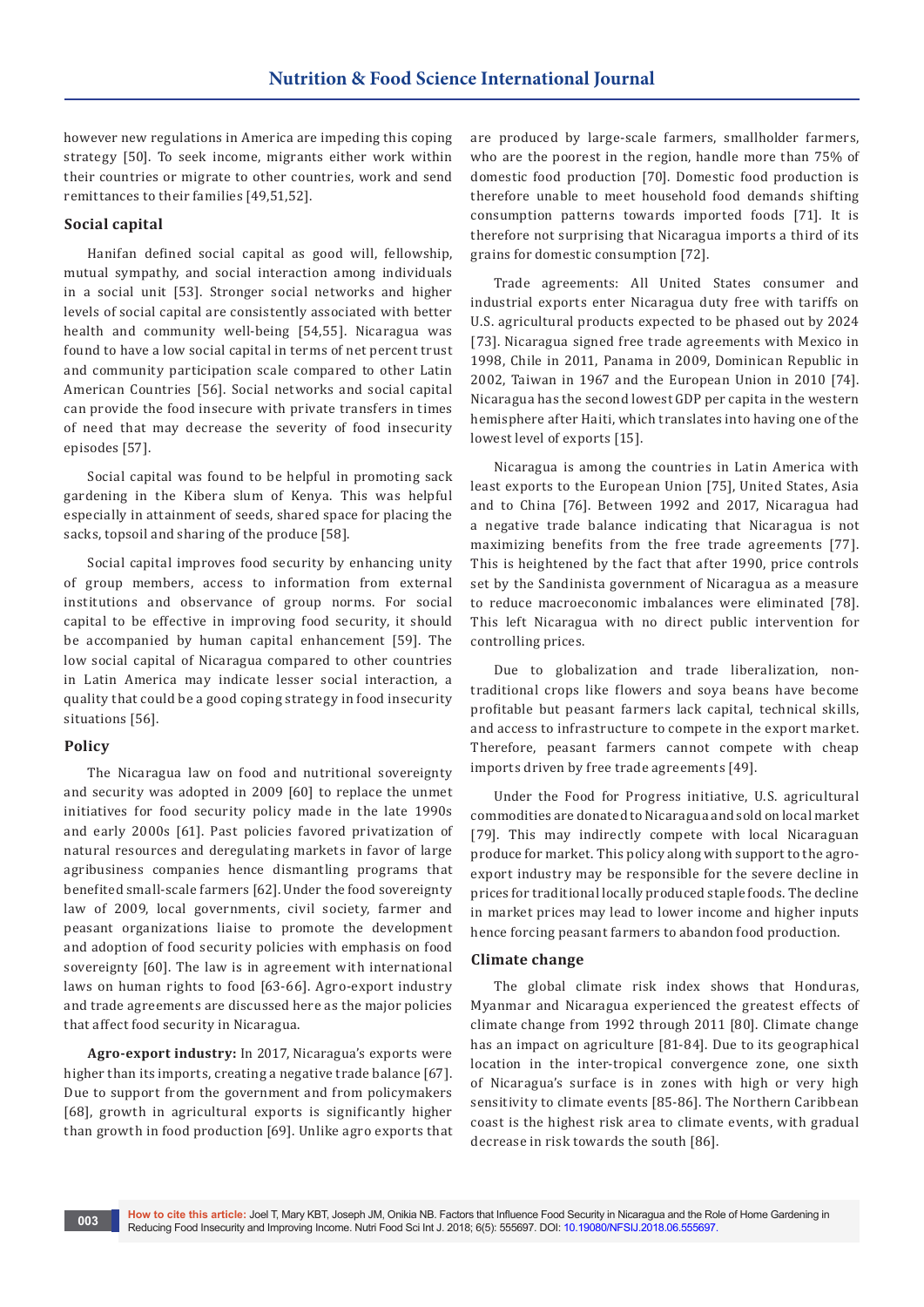however new regulations in America are impeding this coping strategy [50]. To seek income, migrants either work within their countries or migrate to other countries, work and send remittances to their families [49,51,52].

### Social capital

Hanifan defined social capital as good will, fellowship, mutual sympathy, and social interaction among individuals in a social unit [53]. Stronger social networks and higher levels of social capital are consistently associated with better health and community well-being [54,55]. Nicaragua was found to have a low social capital in terms of net percent trust and community participation scale compared to other Latin American Countries [56]. Social networks and social capital can provide the food insecure with private transfers in times of need that may decrease the severity of food insecurity episodes [57].

Social capital was found to be helpful in promoting sack gardening in the Kibera slum of Kenya. This was helpful especially in attainment of seeds, shared space for placing the sacks, topsoil and sharing of the produce [58].

Social capital improves food security by enhancing unity of group members, access to information from external institutions and observance of group norms. For social capital to be effective in improving food security, it should be accompanied by human capital enhancement [59]. The low social capital of Nicaragua compared to other countries in Latin America may indicate lesser social interaction, a quality that could be a good coping strategy in food insecurity situations [56].

### Policy

The Nicaragua law on food and nutritional sovereignty and security was adopted in 2009 [60] to replace the unmet initiatives for food security policy made in the late 1990s and early 2000s [61]. Past policies favored privatization of natural resources and deregulating markets in favor of large agribusiness companies hence dismantling programs that benefited small-scale farmers [62]. Under the food sovereignty law of 2009, local governments, civil society, farmer and peasant organizations liaise to promote the development and adoption of food security policies with emphasis on food sovereignty [60]. The law is in agreement with international laws on human rights to food [63-66]. Agro-export industry and trade agreements are discussed here as the major policies that affect food security in Nicaragua.

**Agro-export industry:** In 2017, Nicaragua's exports were higher than its imports, creating a negative trade balance [67]. Due to support from the government and from policymakers [68], growth in agricultural exports is significantly higher than growth in food production [69]. Unlike agro exports that are produced by large-scale farmers, smallholder farmers, who are the poorest in the region, handle more than 75% of domestic food production [70]. Domestic food production is therefore unable to meet household food demands shifting consumption patterns towards imported foods [71]. It is therefore not surprising that Nicaragua imports a third of its grains for domestic consumption [72].

Trade agreements: All United States consumer and industrial exports enter Nicaragua duty free with tariffs on U.S. agricultural products expected to be phased out by 2024 [73]. Nicaragua signed free trade agreements with Mexico in 1998, Chile in 2011, Panama in 2009, Dominican Republic in 2002, Taiwan in 1967 and the European Union in 2010 [74]. Nicaragua has the second lowest GDP per capita in the western hemisphere after Haiti, which translates into having one of the lowest level of exports [15].

Nicaragua is among the countries in Latin America with least exports to the European Union [75], United States, Asia and to China [76]. Between 1992 and 2017, Nicaragua had a negative trade balance indicating that Nicaragua is not maximizing benefits from the free trade agreements [77]. This is heightened by the fact that after 1990, price controls set by the Sandinista government of Nicaragua as a measure to reduce macroeconomic imbalances were eliminated [78]. This left Nicaragua with no direct public intervention for controlling prices.

Due to globalization and trade liberalization, non-traditional crops like flowers and soya beans have become profitable but peasant farmers lack capital, technical skills, and access to infrastructure to compete in the export market. Therefore, peasant farmers cannot compete with cheap imports driven by free trade agreements [49].

Under the Food for Progress initiative, U.S. agricultural commodities are donated to Nicaragua and sold on local market [79]. This may indirectly compete with local Nicaraguan produce for market. This policy along with support to the agro-export industry may be responsible for the severe decline in prices for traditional locally produced staple foods. The decline in market prices may lead to lower income and higher inputs hence forcing peasant farmers to abandon food production.

### Climate change

The global climate risk index shows that Honduras, Myanmar and Nicaragua experienced the greatest effects of climate change from 1992 through 2011 [80]. Climate change has an impact on agriculture [81-84]. Due to its geographical location in the inter-tropical convergence zone, one sixth of Nicaragua's surface is in zones with high or very high sensitivity to climate events [85-86]. The Northern Caribbean coast is the highest risk area to climate events, with gradual decrease in risk towards the south [86].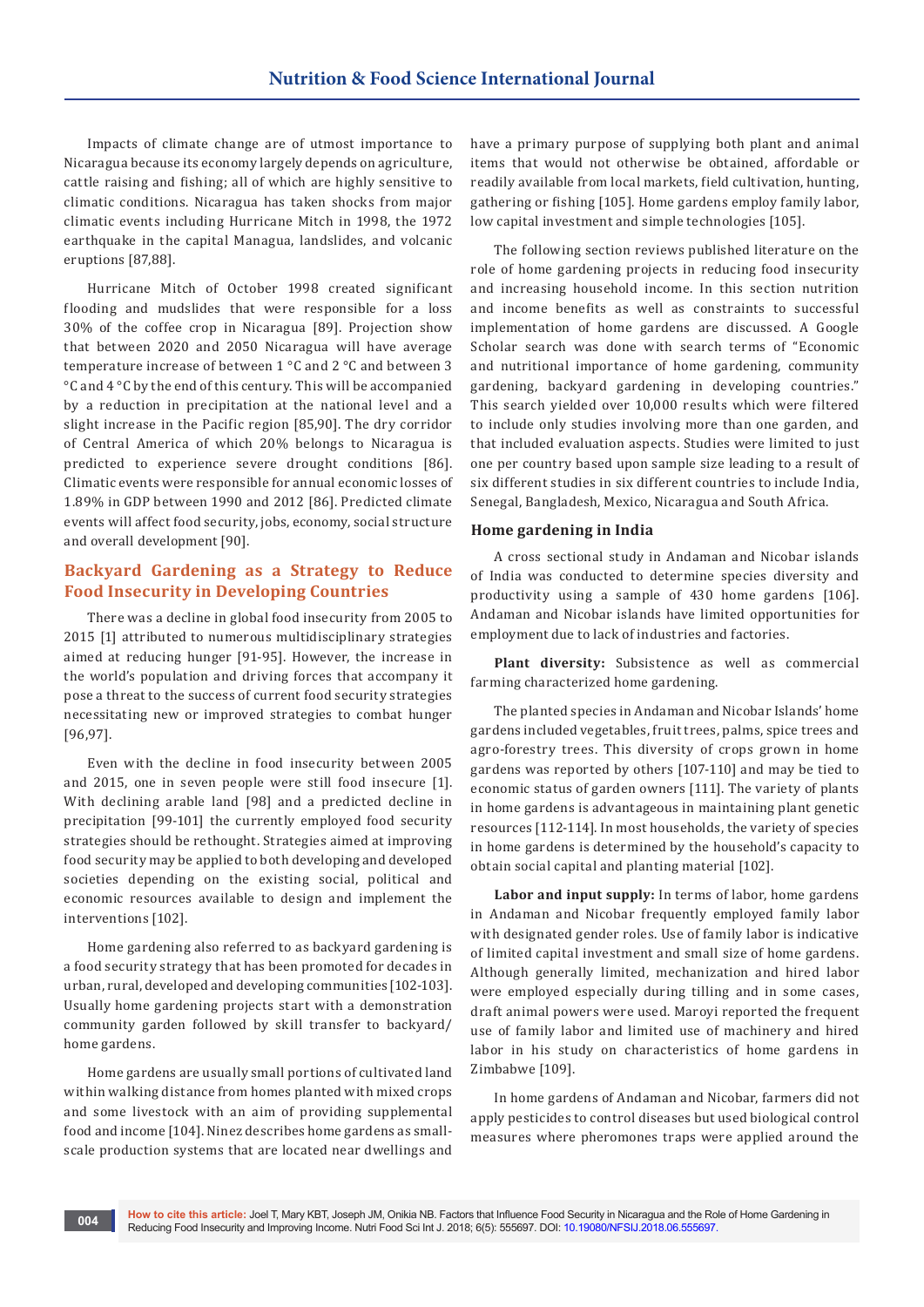Impacts of climate change are of utmost importance to Nicaragua because its economy largely depends on agriculture, cattle raising and fishing; all of which are highly sensitive to climatic conditions. Nicaragua has taken shocks from major climatic events including Hurricane Mitch in 1998, the 1972 earthquake in the capital Managua, landslides, and volcanic eruptions [87,88].

Hurricane Mitch of October 1998 created significant flooding and mudslides that were responsible for a loss 30% of the coffee crop in Nicaragua [89]. Projection show that between 2020 and 2050 Nicaragua will have average temperature increase of between 1 °C and 2 °C and between 3 °C and 4 °C by the end of this century. This will be accompanied by a reduction in precipitation at the national level and a slight increase in the Pacific region [85,90]. The dry corridor of Central America of which 20% belongs to Nicaragua is predicted to experience severe drought conditions [86]. Climatic events were responsible for annual economic losses of 1.89% in GDP between 1990 and 2012 [86]. Predicted climate events will affect food security, jobs, economy, social structure and overall development [90].

## Backyard Gardening as a Strategy to Reduce Food Insecurity in Developing Countries

There was a decline in global food insecurity from 2005 to 2015 [1] attributed to numerous multidisciplinary strategies aimed at reducing hunger [91-95]. However, the increase in the world's population and driving forces that accompany it pose a threat to the success of current food security strategies necessitating new or improved strategies to combat hunger [96,97].

Even with the decline in food insecurity between 2005 and 2015, one in seven people were still food insecure [1]. With declining arable land [98] and a predicted decline in precipitation [99-101] the currently employed food security strategies should be rethought. Strategies aimed at improving food security may be applied to both developing and developed societies depending on the existing social, political and economic resources available to design and implement the interventions [102].

Home gardening also referred to as backyard gardening is a food security strategy that has been promoted for decades in urban, rural, developed and developing communities [102-103]. Usually home gardening projects start with a demonstration community garden followed by skill transfer to backyard/home gardens.

Home gardens are usually small portions of cultivated land within walking distance from homes planted with mixed crops and some livestock with an aim of providing supplemental food and income [104]. Ninez describes home gardens as small-scale production systems that are located near dwellings and have a primary purpose of supplying both plant and animal items that would not otherwise be obtained, affordable or readily available from local markets, field cultivation, hunting, gathering or fishing [105]. Home gardens employ family labor, low capital investment and simple technologies [105].

The following section reviews published literature on the role of home gardening projects in reducing food insecurity and increasing household income. In this section nutrition and income benefits as well as constraints to successful implementation of home gardens are discussed. A Google Scholar search was done with search terms of "Economic and nutritional importance of home gardening, community gardening, backyard gardening in developing countries." This search yielded over 10,000 results which were filtered to include only studies involving more than one garden, and that included evaluation aspects. Studies were limited to just one per country based upon sample size leading to a result of six different studies in six different countries to include India, Senegal, Bangladesh, Mexico, Nicaragua and South Africa.

### Home gardening in India

A cross sectional study in Andaman and Nicobar islands of India was conducted to determine species diversity and productivity using a sample of 430 home gardens [106]. Andaman and Nicobar islands have limited opportunities for employment due to lack of industries and factories.

**Plant diversity:** Subsistence as well as commercial farming characterized home gardening.

The planted species in Andaman and Nicobar Islands' home gardens included vegetables, fruit trees, palms, spice trees and agro-forestry trees. This diversity of crops grown in home gardens was reported by others [107-110] and may be tied to economic status of garden owners [111]. The variety of plants in home gardens is advantageous in maintaining plant genetic resources [112-114]. In most households, the variety of species in home gardens is determined by the household's capacity to obtain social capital and planting material [102].

**Labor and input supply:** In terms of labor, home gardens in Andaman and Nicobar frequently employed family labor with designated gender roles. Use of family labor is indicative of limited capital investment and small size of home gardens. Although generally limited, mechanization and hired labor were employed especially during tilling and in some cases, draft animal powers were used. Maroyi reported the frequent use of family labor and limited use of machinery and hired labor in his study on characteristics of home gardens in Zimbabwe [109].

In home gardens of Andaman and Nicobar, farmers did not apply pesticides to control diseases but used biological control measures where pheromones traps were applied around the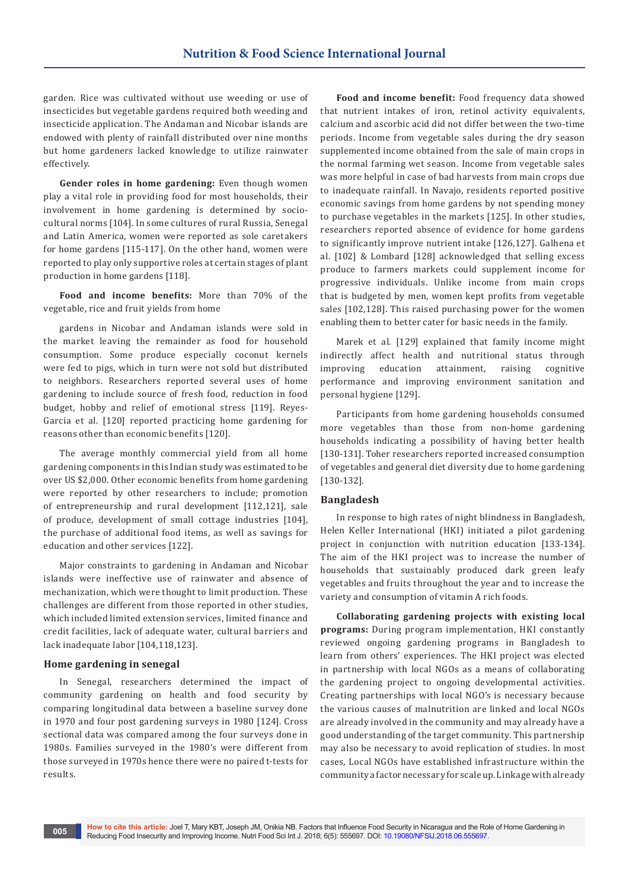garden. Rice was cultivated without use weeding or use of insecticides but vegetable gardens required both weeding and insecticide application. The Andaman and Nicobar islands are endowed with plenty of rainfall distributed over nine months but home gardeners lacked knowledge to utilize rainwater effectively.

**Gender roles in home gardening:** Even though women play a vital role in providing food for most households, their involvement in home gardening is determined by socio-cultural norms [104]. In some cultures of rural Russia, Senegal and Latin America, women were reported as sole caretakers for home gardens [115-117]. On the other hand, women were reported to play only supportive roles at certain stages of plant production in home gardens [118].

**Food and income benefits:** More than 70% of the vegetable, rice and fruit yields from home

gardens in Nicobar and Andaman islands were sold in the market leaving the remainder as food for household consumption. Some produce especially coconut kernels were fed to pigs, which in turn were not sold but distributed to neighbors. Researchers reported several uses of home gardening to include source of fresh food, reduction in food budget, hobby and relief of emotional stress [119]. Reyes-Garcia et al. [120] reported practicing home gardening for reasons other than economic benefits [120].

The average monthly commercial yield from all home gardening components in this Indian study was estimated to be over US $2,000. Other economic benefits from home gardening were reported by other researchers to include; promotion of entrepreneurship and rural development [112,121], sale of produce, development of small cottage industries [104], the purchase of additional food items, as well as savings for education and other services [122].

Major constraints to gardening in Andaman and Nicobar islands were ineffective use of rainwater and absence of mechanization, which were thought to limit production. These challenges are different from those reported in other studies, which included limited extension services, limited finance and credit facilities, lack of adequate water, cultural barriers and lack inadequate labor [104,118,123].

### Home gardening in senegal

In Senegal, researchers determined the impact of community gardening on health and food security by comparing longitudinal data between a baseline survey done in 1970 and four post gardening surveys in 1980 [124]. Cross sectional data was compared among the four surveys done in 1980s. Families surveyed in the 1980's were different from those surveyed in 1970s hence there were no paired t-tests for results.

**Food and income benefit:** Food frequency data showed that nutrient intakes of iron, retinol activity equivalents, calcium and ascorbic acid did not differ between the two-time periods. Income from vegetable sales during the dry season supplemented income obtained from the sale of main crops in the normal farming wet season. Income from vegetable sales was more helpful in case of bad harvests from main crops due to inadequate rainfall. In Navajo, residents reported positive economic savings from home gardens by not spending money to purchase vegetables in the markets [125]. In other studies, researchers reported absence of evidence for home gardens to significantly improve nutrient intake [126,127]. Galhena et al. [102] & Lombard [128] acknowledged that selling excess produce to farmers markets could supplement income for progressive individuals. Unlike income from main crops that is budgeted by men, women kept profits from vegetable sales [102,128]. This raised purchasing power for the women enabling them to better cater for basic needs in the family.

Marek et al. [129] explained that family income might indirectly affect health and nutritional status through improving education attainment, raising cognitive performance and improving environment sanitation and personal hygiene [129].

Participants from home gardening households consumed more vegetables than those from non-home gardening households indicating a possibility of having better health [130-131]. Toher researchers reported increased consumption of vegetables and general diet diversity due to home gardening [130-132].

### Bangladesh

In response to high rates of night blindness in Bangladesh, Helen Keller International (HKI) initiated a pilot gardening project in conjunction with nutrition education [133-134]. The aim of the HKI project was to increase the number of households that sustainably produced dark green leafy vegetables and fruits throughout the year and to increase the variety and consumption of vitamin A rich foods.

**Collaborating gardening projects with existing local programs:** During program implementation, HKI constantly reviewed ongoing gardening programs in Bangladesh to learn from others' experiences. The HKI project was elected in partnership with local NGOs as a means of collaborating the gardening project to ongoing developmental activities. Creating partnerships with local NGO's is necessary because the various causes of malnutrition are linked and local NGOs are already involved in the community and may already have a good understanding of the target community. This partnership may also be necessary to avoid replication of studies. In most cases, Local NGOs have established infrastructure within the community a factor necessary for scale up. Linkage with already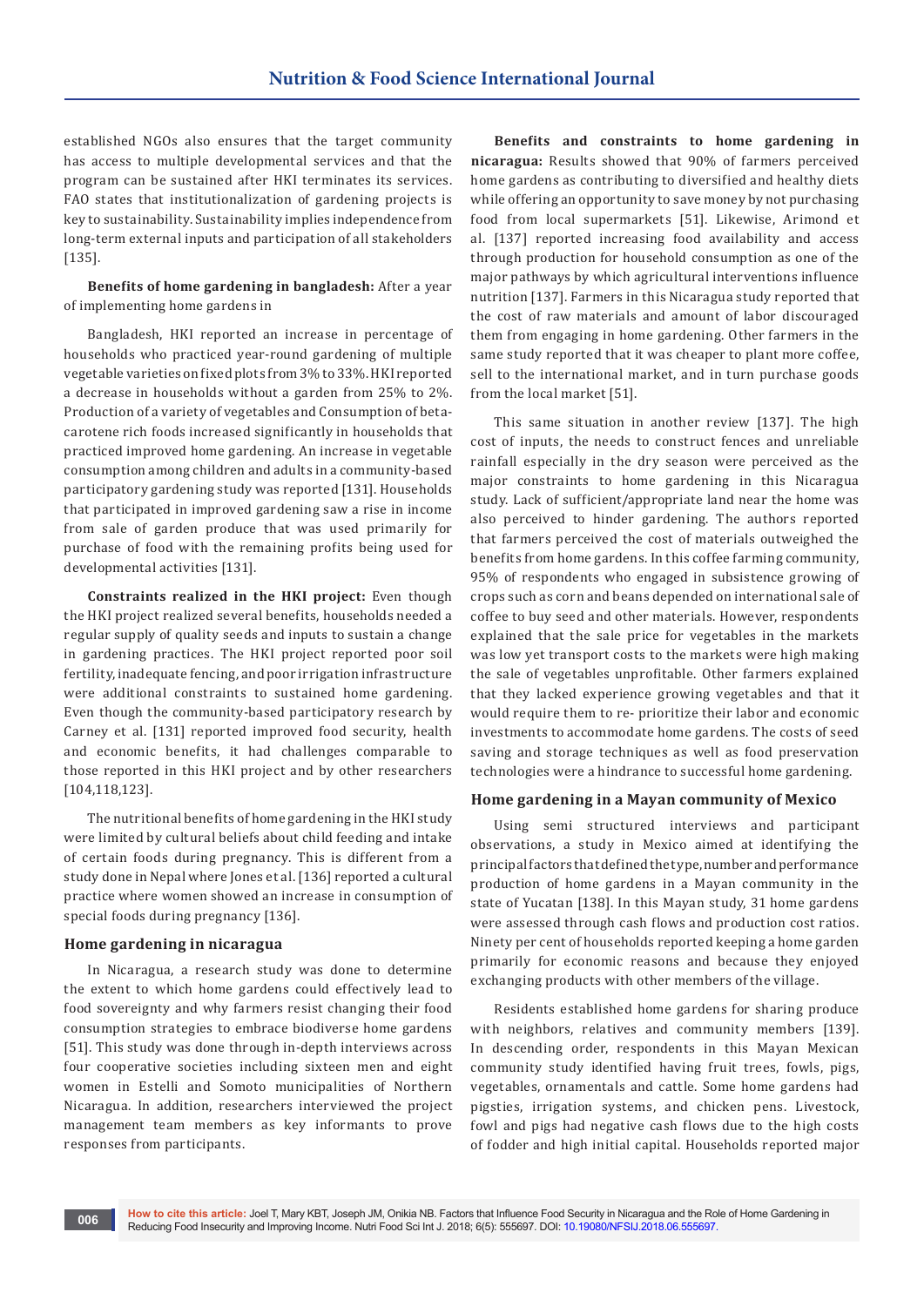established NGOs also ensures that the target community has access to multiple developmental services and that the program can be sustained after HKI terminates its services. FAO states that institutionalization of gardening projects is key to sustainability. Sustainability implies independence from long-term external inputs and participation of all stakeholders [135].

**Benefits of home gardening in bangladesh:** After a year of implementing home gardens in

Bangladesh, HKI reported an increase in percentage of households who practiced year-round gardening of multiple vegetable varieties on fixed plots from 3% to 33%. HKI reported a decrease in households without a garden from 25% to 2%. Production of a variety of vegetables and Consumption of beta-carotene rich foods increased significantly in households that practiced improved home gardening. An increase in vegetable consumption among children and adults in a community-based participatory gardening study was reported [131]. Households that participated in improved gardening saw a rise in income from sale of garden produce that was used primarily for purchase of food with the remaining profits being used for developmental activities [131].

**Constraints realized in the HKI project:** Even though the HKI project realized several benefits, households needed a regular supply of quality seeds and inputs to sustain a change in gardening practices. The HKI project reported poor soil fertility, inadequate fencing, and poor irrigation infrastructure were additional constraints to sustained home gardening. Even though the community-based participatory research by Carney et al. [131] reported improved food security, health and economic benefits, it had challenges comparable to those reported in this HKI project and by other researchers [104,118,123].

The nutritional benefits of home gardening in the HKI study were limited by cultural beliefs about child feeding and intake of certain foods during pregnancy. This is different from a study done in Nepal where Jones et al. [136] reported a cultural practice where women showed an increase in consumption of special foods during pregnancy [136].

### Home gardening in nicaragua

In Nicaragua, a research study was done to determine the extent to which home gardens could effectively lead to food sovereignty and why farmers resist changing their food consumption strategies to embrace biodiverse home gardens [51]. This study was done through in-depth interviews across four cooperative societies including sixteen men and eight women in Estelli and Somoto municipalities of Northern Nicaragua. In addition, researchers interviewed the project management team members as key informants to prove responses from participants.

**Benefits and constraints to home gardening in nicaragua:** Results showed that 90% of farmers perceived home gardens as contributing to diversified and healthy diets while offering an opportunity to save money by not purchasing food from local supermarkets [51]. Likewise, Arimond et al. [137] reported increasing food availability and access through production for household consumption as one of the major pathways by which agricultural interventions influence nutrition [137]. Farmers in this Nicaragua study reported that the cost of raw materials and amount of labor discouraged them from engaging in home gardening. Other farmers in the same study reported that it was cheaper to plant more coffee, sell to the international market, and in turn purchase goods from the local market [51].

This same situation in another review [137]. The high cost of inputs, the needs to construct fences and unreliable rainfall especially in the dry season were perceived as the major constraints to home gardening in this Nicaragua study. Lack of sufficient/appropriate land near the home was also perceived to hinder gardening. The authors reported that farmers perceived the cost of materials outweighed the benefits from home gardens. In this coffee farming community, 95% of respondents who engaged in subsistence growing of crops such as corn and beans depended on international sale of coffee to buy seed and other materials. However, respondents explained that the sale price for vegetables in the markets was low yet transport costs to the markets were high making the sale of vegetables unprofitable. Other farmers explained that they lacked experience growing vegetables and that it would require them to re- prioritize their labor and economic investments to accommodate home gardens. The costs of seed saving and storage techniques as well as food preservation technologies were a hindrance to successful home gardening.

### Home gardening in a Mayan community of Mexico

Using semi structured interviews and participant observations, a study in Mexico aimed at identifying the principal factors that defined the type, number and performance production of home gardens in a Mayan community in the state of Yucatan [138]. In this Mayan study, 31 home gardens were assessed through cash flows and production cost ratios. Ninety per cent of households reported keeping a home garden primarily for economic reasons and because they enjoyed exchanging products with other members of the village.

Residents established home gardens for sharing produce with neighbors, relatives and community members [139]. In descending order, respondents in this Mayan Mexican community study identified having fruit trees, fowls, pigs, vegetables, ornamentals and cattle. Some home gardens had pigsties, irrigation systems, and chicken pens. Livestock, fowl and pigs had negative cash flows due to the high costs of fodder and high initial capital. Households reported major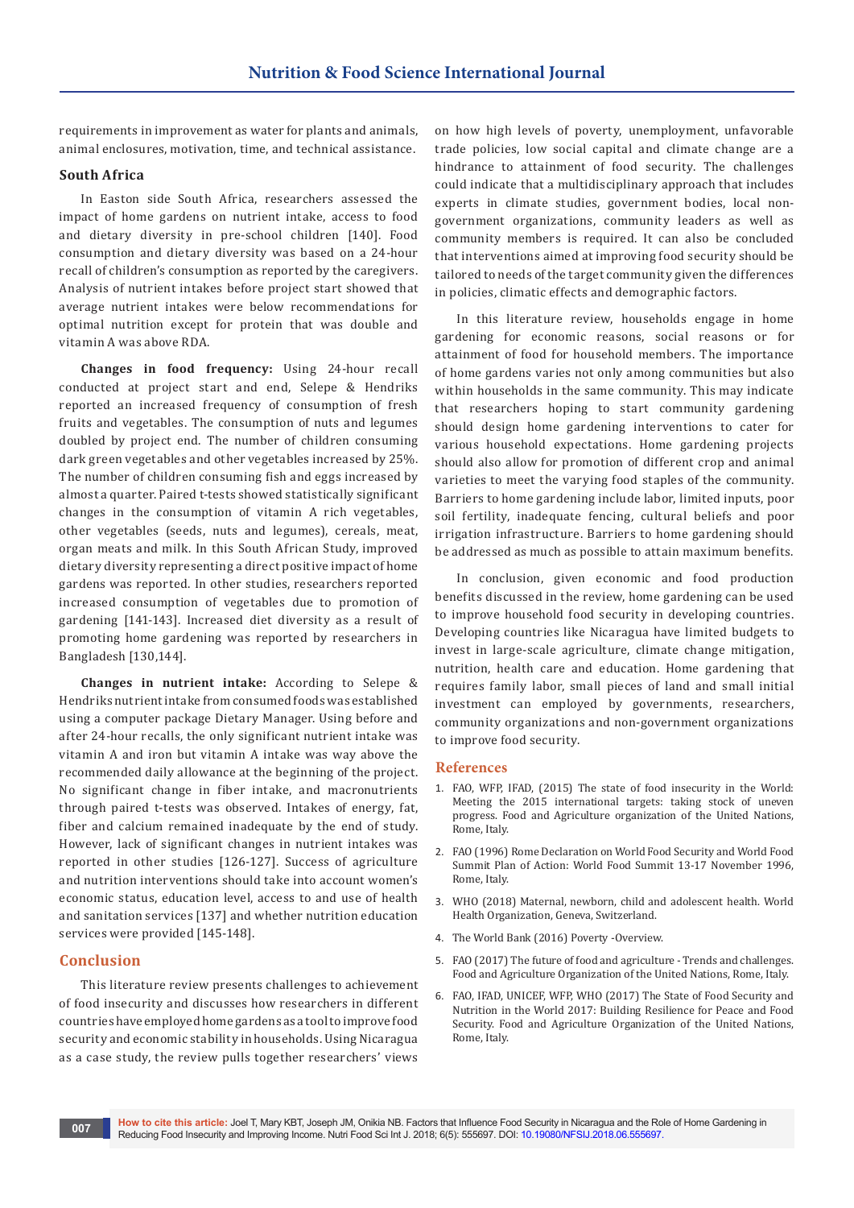requirements in improvement as water for plants and animals, animal enclosures, motivation, time, and technical assistance.

### South Africa

In Easton side South Africa, researchers assessed the impact of home gardens on nutrient intake, access to food and dietary diversity in pre-school children [140]. Food consumption and dietary diversity was based on a 24-hour recall of children's consumption as reported by the caregivers. Analysis of nutrient intakes before project start showed that average nutrient intakes were below recommendations for optimal nutrition except for protein that was double and vitamin A was above RDA.

**Changes in food frequency:** Using 24-hour recall conducted at project start and end, Selepe & Hendriks reported an increased frequency of consumption of fresh fruits and vegetables. The consumption of nuts and legumes doubled by project end. The number of children consuming dark green vegetables and other vegetables increased by 25%. The number of children consuming fish and eggs increased by almost a quarter. Paired t-tests showed statistically significant changes in the consumption of vitamin A rich vegetables, other vegetables (seeds, nuts and legumes), cereals, meat, organ meats and milk. In this South African Study, improved dietary diversity representing a direct positive impact of home gardens was reported. In other studies, researchers reported increased consumption of vegetables due to promotion of gardening [141-143]. Increased diet diversity as a result of promoting home gardening was reported by researchers in Bangladesh [130,144].

**Changes in nutrient intake:** According to Selepe & Hendriks nutrient intake from consumed foods was established using a computer package Dietary Manager. Using before and after 24-hour recalls, the only significant nutrient intake was vitamin A and iron but vitamin A intake was way above the recommended daily allowance at the beginning of the project. No significant change in fiber intake, and macronutrients through paired t-tests was observed. Intakes of energy, fat, fiber and calcium remained inadequate by the end of study. However, lack of significant changes in nutrient intakes was reported in other studies [126-127]. Success of agriculture and nutrition interventions should take into account women's economic status, education level, access to and use of health and sanitation services [137] and whether nutrition education services were provided [145-148].

## Conclusion

This literature review presents challenges to achievement of food insecurity and discusses how researchers in different countries have employed home gardens as a tool to improve food security and economic stability in households. Using Nicaragua as a case study, the review pulls together researchers' views on how high levels of poverty, unemployment, unfavorable trade policies, low social capital and climate change are a hindrance to attainment of food security. The challenges could indicate that a multidisciplinary approach that includes experts in climate studies, government bodies, local non-government organizations, community leaders as well as community members is required. It can also be concluded that interventions aimed at improving food security should be tailored to needs of the target community given the differences in policies, climatic effects and demographic factors.

In this literature review, households engage in home gardening for economic reasons, social reasons or for attainment of food for household members. The importance of home gardens varies not only among communities but also within households in the same community. This may indicate that researchers hoping to start community gardening should design home gardening interventions to cater for various household expectations. Home gardening projects should also allow for promotion of different crop and animal varieties to meet the varying food staples of the community. Barriers to home gardening include labor, limited inputs, poor soil fertility, inadequate fencing, cultural beliefs and poor irrigation infrastructure. Barriers to home gardening should be addressed as much as possible to attain maximum benefits.

In conclusion, given economic and food production benefits discussed in the review, home gardening can be used to improve household food security in developing countries. Developing countries like Nicaragua have limited budgets to invest in large-scale agriculture, climate change mitigation, nutrition, health care and education. Home gardening that requires family labor, small pieces of land and small initial investment can employed by governments, researchers, community organizations and non-government organizations to improve food security.

## References

1. FAO, WFP, IFAD, (2015) The state of food insecurity in the World: Meeting the 2015 international targets: taking stock of uneven progress. Food and Agriculture organization of the United Nations, Rome, Italy.
2. FAO (1996) Rome Declaration on World Food Security and World Food Summit Plan of Action: World Food Summit 13-17 November 1996, Rome, Italy.
3. WHO (2018) Maternal, newborn, child and adolescent health. World Health Organization, Geneva, Switzerland.
4. The World Bank (2016) Poverty -Overview.
5. FAO (2017) The future of food and agriculture - Trends and challenges. Food and Agriculture Organization of the United Nations, Rome, Italy.
6. FAO, IFAD, UNICEF, WFP, WHO (2017) The State of Food Security and Nutrition in the World 2017: Building Resilience for Peace and Food Security. Food and Agriculture Organization of the United Nations, Rome, Italy.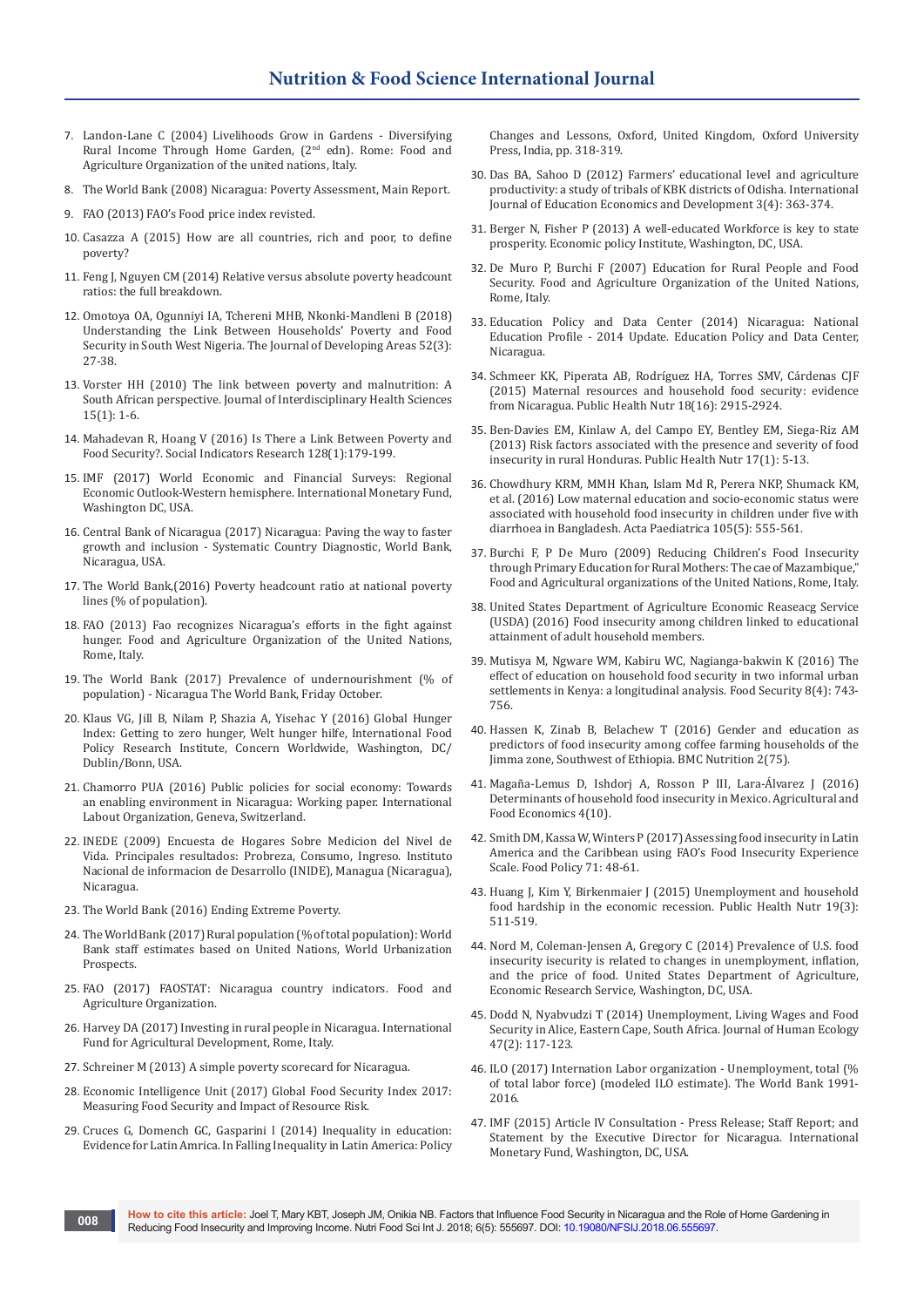7. Landon-Lane C (2004) Livelihoods Grow in Gardens - Diversifying Rural Income Through Home Garden, (2nd edn). Rome: Food and Agriculture Organization of the united nations, Italy.

8. The World Bank (2008) Nicaragua: Poverty Assessment, Main Report.

9. FAO (2013) FAO's Food price index revisted.

10. Casazza A (2015) How are all countries, rich and poor, to define poverty?

11. Feng J, Nguyen CM (2014) Relative versus absolute poverty headcount ratios: the full breakdown.

12. Omotoya OA, Ogunniyi IA, Tchereni MHB, Nkonki-Mandleni B (2018) Understanding the Link Between Households' Poverty and Food Security in South West Nigeria. The Journal of Developing Areas 52(3): 27-38.

13. Vorster HH (2010) The link between poverty and malnutrition: A South African perspective. Journal of Interdisciplinary Health Sciences 15(1): 1-6.

14. Mahadevan R, Hoang V (2016) Is There a Link Between Poverty and Food Security?. Social Indicators Research 128(1):179-199.

15. IMF (2017) World Economic and Financial Surveys: Regional Economic Outlook-Western hemisphere. International Monetary Fund, Washington DC, USA.

16. Central Bank of Nicaragua (2017) Nicaragua: Paving the way to faster growth and inclusion - Systematic Country Diagnostic, World Bank, Nicaragua, USA.

17. The World Bank,(2016) Poverty headcount ratio at national poverty lines (% of population).

18. FAO (2013) Fao recognizes Nicaragua's efforts in the fight against hunger. Food and Agriculture Organization of the United Nations, Rome, Italy.

19. The World Bank (2017) Prevalence of undernourishment (% of population) - Nicaragua The World Bank, Friday October.

20. Klaus VG, Jill B, Nilam P, Shazia A, Yisehac Y (2016) Global Hunger Index: Getting to zero hunger, Welt hunger hilfe, International Food Policy Research Institute, Concern Worldwide, Washington, DC/ Dublin/Bonn, USA.

21. Chamorro PUA (2016) Public policies for social economy: Towards an enabling environment in Nicaragua: Working paper. International Laboute Organization, Geneva, Switzerland.

22. INEDE (2009) Encuesta de Hogares Sobre Medicion del Nivel de Vida. Principales resultados: Probreza, Consumo, Ingreso. Instituto Nacional de informacion de Desarrollo (INIDE), Managua (Nicaragua), Nicaragua.

23. The World Bank (2016) Ending Extreme Poverty.

24. The World Bank (2017) Rural population (% of total population): World Bank staff estimates based on United Nations, World Urbanization Prospects.

25. FAO (2017) FAOSTAT: Nicaragua country indicators. Food and Agriculture Organization.

26. Harvey DA (2017) Investing in rural people in Nicaragua. International Fund for Agricultural Development, Rome, Italy.

27. Schreiner M (2013) A simple poverty scorecard for Nicaragua.

28. Economic Intelligence Unit (2017) Global Food Security Index 2017: Measuring Food Security and Impact of Resource Risk.

29. Cruces G, Domench GC, Gasparini l (2014) Inequality in education: Evidence for Latin Amrica. In Falling Inequality in Latin America: Policy Changes and Lessons, Oxford, United Kingdom, Oxford University Press, India, pp. 318-319.

30. Das BA, Sahoo D (2012) Farmers' educational level and agriculture productivity: a study of tribals of KBK districts of Odisha. International Journal of Education Economics and Development 3(4): 363-374.

31. Berger N, Fisher P (2013) A well-educated Workforce is key to state prosperity. Economic policy Institute, Washington, DC, USA.

32. De Muro P, Burchi F (2007) Education for Rural People and Food Security. Food and Agriculture Organization of the United Nations, Rome, Italy.

33. Education Policy and Data Center (2014) Nicaragua: National Education Profile - 2014 Update. Education Policy and Data Center, Nicaragua.

34. Schmeer KK, Piperata AB, Rodríguez HA, Torres SMV, Cárdenas CJF (2015) Maternal resources and household food security: evidence from Nicaragua. Public Health Nutr 18(16): 2915-2924.

35. Ben-Davies EM, Kinlaw A, del Campo EY, Bentley EM, Siega-Riz AM (2013) Risk factors associated with the presence and severity of food insecurity in rural Honduras. Public Health Nutr 17(1): 5-13.

36. Chowdhury KRM, MMH Khan, Islam Md R, Perera NKP, Shumack KM, et al. (2016) Low maternal education and socio-economic status were associated with household food insecurity in children under five with diarrhoea in Bangladesh. Acta Paediatrica 105(5): 555-561.

37. Burchi F, P De Muro (2009) Reducing Children's Food Insecurity through Primary Education for Rural Mothers: The cae of Mazambique," Food and Agricultural organizations of the United Nations, Rome, Italy.

38. United States Department of Agriculture Economic Reaseacg Service (USDA) (2016) Food insecurity among children linked to educational attainment of adult household members.

39. Mutisya M, Ngware WM, Kabiru WC, Nagianga-bakwin K (2016) The effect of education on household food security in two informal urban settlements in Kenya: a longitudinal analysis. Food Security 8(4): 743-756.

40. Hassen K, Zinab B, Belachew T (2016) Gender and education as predictors of food insecurity among coffee farming households of the Jimma zone, Southwest of Ethiopia. BMC Nutrition 2(75).

41. Magaña-Lemus D, Ishdorj A, Rosson P III, Lara-Álvarez J (2016) Determinants of household food insecurity in Mexico. Agricultural and Food Economics 4(10).

42. Smith DM, Kassa W, Winters P (2017) Assessing food insecurity in Latin America and the Caribbean using FAO's Food Insecurity Experience Scale. Food Policy 71: 48-61.

43. Huang J, Kim Y, Birkenmaier J (2015) Unemployment and household food hardship in the economic recession. Public Health Nutr 19(3): 511-519.

44. Nord M, Coleman-Jensen A, Gregory C (2014) Prevalence of U.S. food insecurity security is related to changes in unemployment, inflation, and the price of food. United States Department of Agriculture, Economic Research Service, Washington, DC, USA.

45. Dodd N, Nyabvudzi T (2014) Unemployment, Living Wages and Food Security in Alice, Eastern Cape, South Africa. Journal of Human Ecology 47(2): 117-123.

46. ILO (2017) Internation Labor organization - Unemployment, total (% of total labor force) (modeled ILO estimate). The World Bank 1991-2016.

47. IMF (2015) Article IV Consultation - Press Release; Staff Report; and Statement by the Executive Director for Nicaragua. International Monetary Fund, Washington, DC, USA.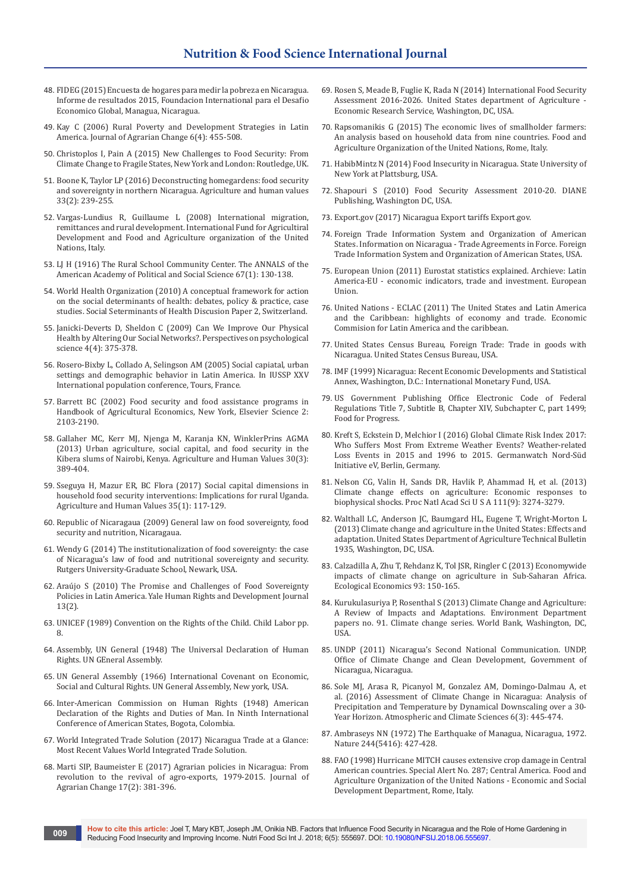48. FIDEG (2015) Encuesta de hogares para medir la pobreza en Nicaragua. Informe de resultados 2015, Foundacion International para el Desafio Economico Global, Managua, Nicaragua.
49. Kay C (2006) Rural Poverty and Development Strategies in Latin America. Journal of Agrarian Change 6(4): 455-508.
50. Christoplos I, Pain A (2015) New Challenges to Food Security: From Climate Change to Fragile States, New York and London: Routledge, UK.
51. Boone K, Taylor LP (2016) Deconstructing homegardens: food security and sovereignty in northern Nicaragua. Agriculture and human values 33(2): 239-255.
52. Vargas-Lundius R, Guillaume L (2008) International migration, remittances and rural development. International Fund for Agricultiral Development and Food and Agriculture organization of the United Nations, Italy.
53. LJ H (1916) The Rural School Community Center. The ANNALS of the American Academy of Political and Social Science 67(1): 130-138.
54. World Health Organization (2010) A conceptual framework for action on the social determinants of health: debates, policy & practice, case studies. Social Seterminants of Health Discusion Paper 2, Switzerland.
55. Janicki-Deverts D, Sheldon C (2009) Can We Improve Our Physical Health by Altering Our Social Networks?. Perspectives on psychological science 4(4): 375-378.
56. Rosero-Bixby L, Collado A, Selingson AM (2005) Social capiatal, urban settings and demographic behavior in Latin America. In IUSSP XXV International population conference, Tours, France.
57. Barrett BC (2002) Food security and food assistance programs in Handbook of Agricultural Economics, New York, Elsevier Science 2: 2103-2190.
58. Gallaher MC, Kerr MJ, Njenga M, Karanja KN, WinklerPrins AGMA (2013) Urban agriculture, social capital, and food security in the Kibera slums of Nairobi, Kenya. Agriculture and Human Values 30(3): 389-404.
59. Sseguya H, Mazur ER, BC Flora (2017) Social capital dimensions in household food security interventions: Implications for rural Uganda. Agriculture and Human Values 35(1): 117-129.
60. Republic of Nicaragaua (2009) General law on food sovereignty, food security and nutrition, Nicaragua.
61. Wendy G (2014) The institutionalization of food sovereignty: the case of Nicaragua's law of food and nutritional sovereignty and security. Rutgers University-Graduate School, Newark, USA.
62. Araújo S (2010) The Promise and Challenges of Food Sovereignty Policies in Latin America. Yale Human Rights and Development Journal 13(2).
63. UNICEF (1989) Convention on the Rights of the Child. Child Labor pp. 8.
64. Assembly, UN General (1948) The Universal Declaration of Human Rights. UN GEneral Assembly.
65. UN General Assembly (1966) International Covenant on Economic, Social and Cultural Rights. UN General Assembly, New york, USA.
66. Inter-American Commission on Human Rights (1948) American Declaration of the Rights and Duties of Man. In Ninth International Conference of American States, Bogota, Colombia.
67. World Integrated Trade Solution (2017) Nicaragua Trade at a Glance: Most Recent Values World Integrated Trade Solution.
68. Marti SIP, Baumeister E (2017) Agrarian policies in Nicaragua: From revolution to the revival of agro-exports, 1979-2015. Journal of Agrarian Change 17(2): 381-396.
69. Rosen S, Meade B, Fuglie K, Rada N (2014) International Food Security Assessment 2016-2026. United States department of Agriculture - Economic Research Service, Washington, DC, USA.
70. Rapsomanikis G (2015) The economic lives of smallholder farmers: An analysis based on household data from nine countries. Food and Agriculture Organization of the United Nations, Rome, Italy.
71. HabibMintz N (2014) Food Insecurity in Nicaragua. State University of New York at Plattsburg, USA.
72. Shapouri S (2010) Food Security Assessment 2010-20. DIANE Publishing, Washington DC, USA.
73. Export.gov (2017) Nicaragua Export tariffs Export.gov.
74. Foreign Trade Information System and Organization of American States. Information on Nicaragua - Trade Agreements in Force. Foreign Trade Information System and Organization of American States, USA.
75. European Union (2011) Eurostat statistics explained. Archieve: Latin America-EU - economic indicators, trade and investment. European Union.
76. United Nations - ECLAC (2011) The United States and Latin America and the Caribbean: highlights of economy and trade. Economic Commision for Latin America and the caribbean.
77. United States Census Bureau, Foreign Trade: Trade in goods with Nicaragua. United States Census Bureau, USA.
78. IMF (1999) Nicaragua: Recent Economic Developments and Statistical Annex, Washington, D.C.: International Monetary Fund, USA.
79. US Government Publishing Office Electronic Code of Federal Regulations Title 7, Subtitle B, Chapter XIV, Subchapter C, part 1499; Food for Progress.
80. Kreft S, Eckstein D, Melchior I (2016) Global Climate Risk Index 2017: Who Suffers Most From Extreme Weather Events? Weather-related Loss Events in 2015 and 1996 to 2015. Germanwatch Nord-Süd Initiative eV, Berlin, Germany.
81. Nelson CG, Valin H, Sands DR, Havlik P, Ahammad H, et al. (2013) Climate change effects on agriculture: Economic responses to biophysical shocks. Proc Natl Acad Sci U S A 111(9): 3274-3279.
82. Walthall LC, Anderson JC, Baumgard HL, Eugene T, Wright-Morton L (2013) Climate change and agriculture in the United States: Effects and adaptation. United States Department of Agriculture Technical Bulletin 1935, Washington, DC, USA.
83. Calzadilla A, Zhu T, Rehdanz K, Tol JSR, Ringler C (2013) Economywide impacts of climate change on agriculture in Sub-Saharan Africa. Ecological Economics 93: 150-165.
84. Kurukulasuriya P, Rosenthal S (2013) Climate Change and Agriculture: A Review of Impacts and Adaptations. Environment Department papers no. 91. Climate change series. World Bank, Washington, DC, USA.
85. UNDP (2011) Nicaragua's Second National Communication. UNDP, Office of Climate Change and Clean Development, Government of Nicaragua, Nicaragua.
86. Sole MJ, Arasa R, Picanyol M, Gonzalez AM, Domingo-Dalmau A, et al. (2016) Assessment of Climate Change in Nicaragua: Analysis of Precipitation and Temperature by Dynamical Downscaling over a 30-Year Horizon. Atmospheric and Climate Sciences 6(3): 445-474.
87. Ambraseys NN (1972) The Earthquake of Managua, Nicaragua, 1972. Nature 244(5416): 427-428.
88. FAO (1998) Hurricane MITCH causes extensive crop damage in Central American countries. Special Alert No. 287; Central America. Food and Agriculture Organization of the United Nations - Economic and Social Development Department, Rome, Italy.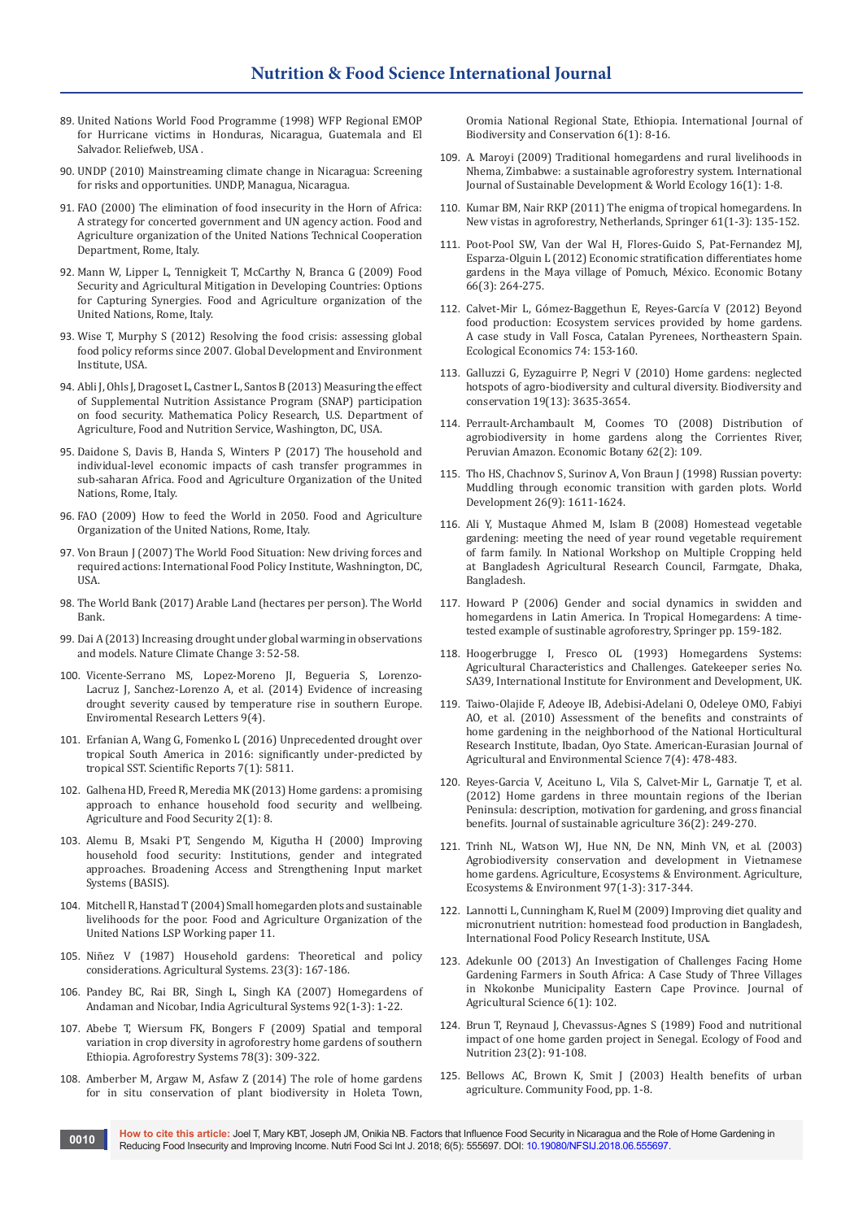89. United Nations World Food Programme (1998) WFP Regional EMOP for Hurricane victims in Honduras, Nicaragua, Guatemala and El Salvador. Reliefweb, USA .

90. UNDP (2010) Mainstreaming climate change in Nicaragua: Screening for risks and opportunities. UNDP, Managua, Nicaragua.

91. FAO (2000) The elimination of food insecurity in the Horn of Africa: A strategy for concerted government and UN agency action. Food and Agriculture organization of the United Nations Technical Cooperation Department, Rome, Italy.

92. Mann W, Lipper L, Tennigkeit T, McCarthy N, Branca G (2009) Food Security and Agricultural Mitigation in Developing Countries: Options for Capturing Synergies. Food and Agriculture organization of the United Nations, Rome, Italy.

93. Wise T, Murphy S (2012) Resolving the food crisis: assessing global food policy reforms since 2007. Global Development and Environment Institute, USA.

94. Abli J, Ohls J, Dragoset L, Castner L, Santos B (2013) Measuring the effect of Supplemental Nutrition Assistance Program (SNAP) participation on food security. Mathematica Policy Research, U.S. Department of Agriculture, Food and Nutrition Service, Washington, DC, USA.

95. Daidone S, Davis B, Handa S, Winters P (2017) The household and individual-level economic impacts of cash transfer programmes in sub-saharan Africa. Food and Agriculture Organization of the United Nations, Rome, Italy.

96. FAO (2009) How to feed the World in 2050. Food and Agriculture Organization of the United Nations, Rome, Italy.

97. Von Braun J (2007) The World Food Situation: New driving forces and required actions: International Food Policy Institute, Washington, DC, USA.

98. The World Bank (2017) Arable Land (hectares per person). The World Bank.

99. Dai A (2013) Increasing drought under global warming in observations and models. Nature Climate Change 3: 52-58.

100. Vicente-Serrano MS, Lopez-Moreno JI, Begueria S, Lorenzo-Lacruz J, Sanchez-Lorenzo A, et al. (2014) Evidence of increasing drought severity caused by temperature rise in southern Europe. Enviromental Research Letters 9(4).

101. Erfanian A, Wang G, Fomenko L (2016) Unprecedented drought over tropical South America in 2016: significantly under-predicted by tropical SST. Scientific Reports 7(1): 5811.

102. Galhena HD, Freed R, Meredia MK (2013) Home gardens: a promising approach to enhance household food security and wellbeing. Agriculture and Food Security 2(1): 8.

103. Alemu B, Msaki PT, Sengendo M, Kigutha H (2000) Improving household food security: Institutions, gender and integrated approaches. Broadening Access and Strengthening Input market Systems (BASIS).

104. Mitchell R, Hanstad T (2004) Small homegarden plots and sustainable livelihoods for the poor. Food and Agriculture Organization of the United Nations LSP Working paper 11.

105. Niñez V (1987) Household gardens: Theoretical and policy considerations. Agricultural Systems. 23(3): 167-186.

106. Pandey BC, Rai BR, Singh L, Singh KA (2007) Homegardens of Andaman and Nicobar, India Agricultural Systems 92(1-3): 1-22.

107. Abebe T, Wiersum FK, Bongers F (2009) Spatial and temporal variation in crop diversity in agroforestry home gardens of southern Ethiopia. Agroforestry Systems 78(3): 309-322.

108. Amberber M, Argaw M, Asfaw Z (2014) The role of home gardens for in situ conservation of plant biodiversity in Holeta Town, Oromia National Regional State, Ethiopia. International Journal of Biodiversity and Conservation 6(1): 8-16.

109. A. Maroyi (2009) Traditional homegardens and rural livelihoods in Nhema, Zimbabwe: a sustainable agroforestry system. International Journal of Sustainable Development & World Ecology 16(1): 1-8.

110. Kumar BM, Nair RKP (2011) The enigma of tropical homegardens. In New vistas in agroforestry, Netherlands, Springer 61(1-3): 135-152.

111. Poot-Pool SW, Van der Wal H, Flores-Guido S, Pat-Fernandez MJ, Esparza-Olguin L (2012) Economic stratification differentiates home gardens in the Maya village of Pomuch, México. Economic Botany 66(3): 264-275.

112. Calvet-Mir L, Gómez-Baggethun E, Reyes-García V (2012) Beyond food production: Ecosystem services provided by home gardens. A case study in Vall Fosca, Catalan Pyrenees, Northeastern Spain. Ecological Economics 74: 153-160.

113. Galluzzi G, Eyzaguirre P, Negri V (2010) Home gardens: neglected hotspots of agro-biodiversity and cultural diversity. Biodiversity and conservation 19(13): 3635-3654.

114. Perrault-Archambault M, Coomes TO (2008) Distribution of agrobiodiversity in home gardens along the Corrientes River, Peruvian Amazon. Economic Botany 62(2): 109.

115. Tho HS, Chachnov S, Surinov A, Von Braun J (1998) Russian poverty: Muddling through economic transition with garden plots. World Development 26(9): 1611-1624.

116. Ali Y, Mustaque Ahmed M, Islam B (2008) Homestead vegetable gardening: meeting the need of year round vegetable requirement of farm family. In National Workshop on Multiple Cropping held at Bangladesh Agricultural Research Council, Farmgate, Dhaka, Bangladesh.

117. Howard P (2006) Gender and social dynamics in swidden and homegardens in Latin America. In Tropical Homegardens: A time-tested example of sustinable agroforestry, Springer pp. 159-182.

118. Hoogerbrugge I, Fresco OL (1993) Homegardens Systems: Agricultural Characteristics and Challenges. Gatekeeper series No. SA39, International Institute for Environment and Development, UK.

119. Taiwo-Olajide F, Adeoye IB, Adebisi-Adelani O, Odeleye OMO, Fabiyi AO, et al. (2010) Assessment of the benefits and constraints of home gardening in the neighborhood of the National Horticultural Research Institute, Ibadan, Oyo State. American-Eurasian Journal of Agricultural and Environmental Science 7(4): 478-483.

120. Reyes-Garcia V, Aceituno L, Vila S, Calvet-Mir L, Garnatje T, et al. (2012) Home gardens in three mountain regions of the Iberian Peninsula: description, motivation for gardening, and gross financial benefits. Journal of sustainable agriculture 36(2): 249-270.

121. Trinh NL, Watson WJ, Hue NN, De NN, Minh VN, et al. (2003) Agrobiodiversity conservation and development in Vietnamese home gardens. Agriculture, Ecosystems & Environment. Agriculture, Ecosystems & Environment 97(1-3): 317-344.

122. Lannotti L, Cunningham K, Ruel M (2009) Improving diet quality and micronutrient nutrition: homestead food production in Bangladesh, International Food Policy Research Institute, USA.

123. Adekunle OO (2013) An Investigation of Challenges Facing Home Gardening Farmers in South Africa: A Case Study of Three Villages in Nkokonbe Municipality Eastern Cape Province. Journal of Agricultural Science 6(1): 102.

124. Brun T, Reynaud J, Chevassus-Agnes S (1989) Food and nutritional impact of one home garden project in Senegal. Ecology of Food and Nutrition 23(2): 91-108.

125. Bellows AC, Brown K, Smit J (2003) Health benefits of urban agriculture. Community Food, pp. 1-8.

**How to cite this article:** Joel T, Mary KBT, Joseph JM, Onikia NB. Factors that Influence Food Security in Nicaragua and the Role of Home Gardening in Reducing Food Insecurity and Improving Income. Nutri Food Sci Int J. 2018; 6(5): 555697. DOI: 10.19080/NFSIJ.2018.06.555697.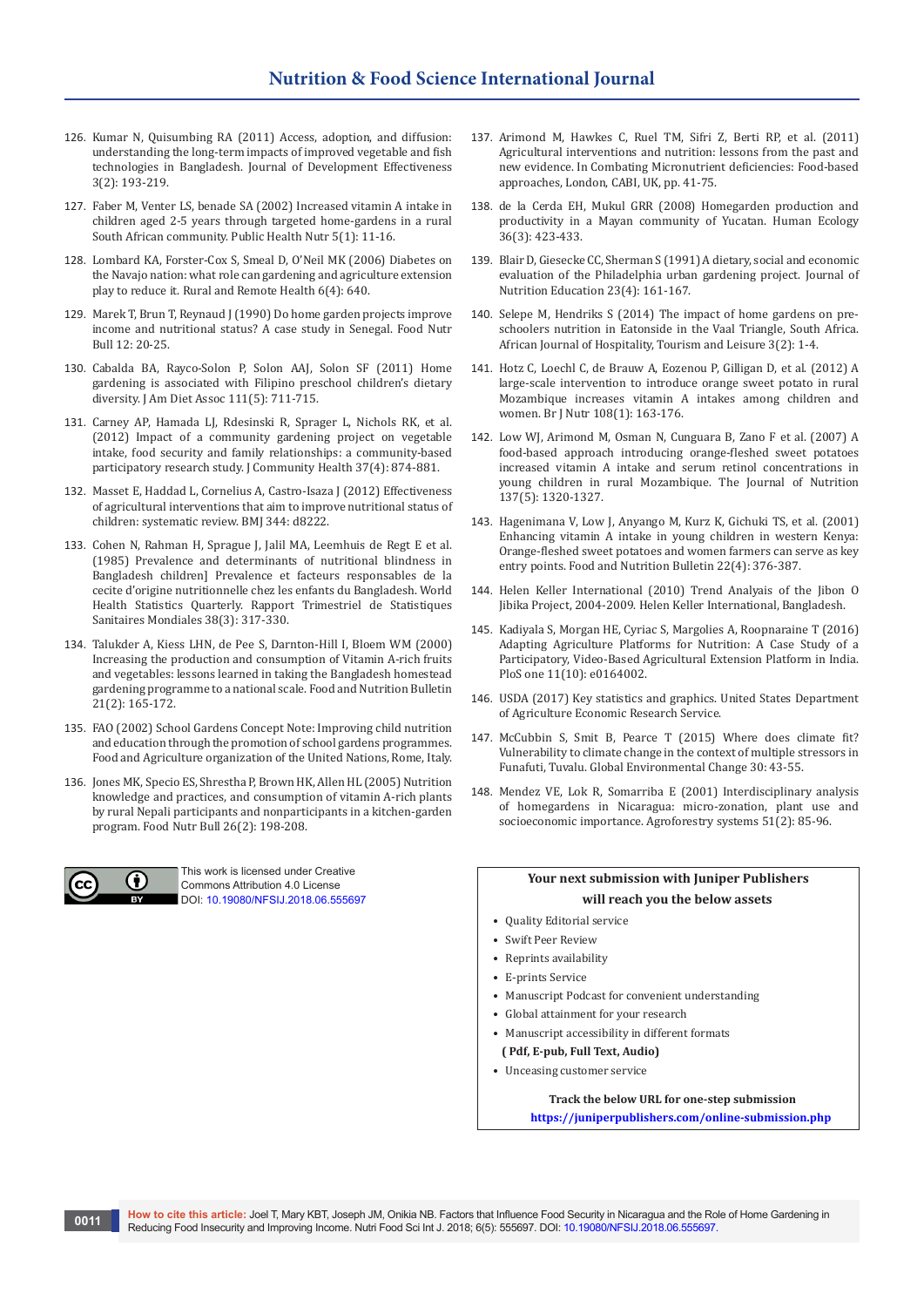126. Kumar N, Quisumbing RA (2011) Access, adoption, and diffusion: understanding the long-term impacts of improved vegetable and fish technologies in Bangladesh. Journal of Development Effectiveness 3(2): 193-219.

127. Faber M, Venter LS, benade SA (2002) Increased vitamin A intake in children aged 2-5 years through targeted home-gardens in a rural South African community. Public Health Nutr 5(1): 11-16.

128. Lombard KA, Forster-Cox S, Smeal D, O'Neil MK (2006) Diabetes on the Navajo nation: what role can gardening and agriculture extension play to reduce it. Rural and Remote Health 6(4): 640.

129. Marek T, Brun T, Reynaud J (1990) Do home garden projects improve income and nutritional status? A case study in Senegal. Food Nutr Bull 12: 20-25.

130. Cabalda BA, Rayco-Solon P, Solon AAJ, Solon SF (2011) Home gardening is associated with Filipino preschool children's dietary diversity. J Am Diet Assoc 111(5): 711-715.

131. Carney AP, Hamada LJ, Rdesinski R, Sprager L, Nichols RK, et al. (2012) Impact of a community gardening project on vegetable intake, food security and family relationships: a community-based participatory research study. J Community Health 37(4): 874-881.

132. Masset E, Haddad L, Cornelius A, Castro-Isaza J (2012) Effectiveness of agricultural interventions that aim to improve nutritional status of children: systematic review. BMJ 344: d8222.

133. Cohen N, Rahman H, Sprague J, Jalil MA, Leemhuis de Regt E et al. (1985) Prevalence and determinants of nutritional blindness in Bangladesh children] Prevalence et facteurs responsables de la cecite d'origine nutritionnelle chez les enfants du Bangladesh. World Health Statistics Quarterly. Rapport Trimestriel de Statistiques Sanitaires Mondiales 38(3): 317-330.

134. Talukder A, Kiess LHN, de Pee S, Darnton-Hill I, Bloem WM (2000) Increasing the production and consumption of Vitamin A-rich fruits and vegetables: lessons learned in taking the Bangladesh homestead gardening programme to a national scale. Food and Nutrition Bulletin 21(2): 165-172.

135. FAO (2002) School Gardens Concept Note: Improving child nutrition and education through the promotion of school gardens programmes. Food and Agriculture organization of the United Nations, Rome, Italy.

136. Jones MK, Specio ES, Shrestha P, Brown HK, Allen HL (2005) Nutrition knowledge and practices, and consumption of vitamin A-rich plants by rural Nepali participants and nonparticipants in a kitchen-garden program. Food Nutr Bull 26(2): 198-208.

137. Arimond M, Hawkes C, Ruel TM, Sifri Z, Berti RP, et al. (2011) Agricultural interventions and nutrition: lessons from the past and new evidence. In Combating Micronutrient deficiencies: Food-based approaches, London, CABI, UK, pp. 41-75.

138. de la Cerda EH, Mukul GRR (2008) Homegarden production and productivity in a Mayan community of Yucatan. Human Ecology 36(3): 423-433.

139. Blair D, Giesecke CC, Sherman S (1991) A dietary, social and economic evaluation of the Philadelphia urban gardening project. Journal of Nutrition Education 23(4): 161-167.

140. Selepe M, Hendriks S (2014) The impact of home gardens on pre-schoolers nutrition in Eatonside in the Vaal Triangle, South Africa. African Journal of Hospitality, Tourism and Leisure 3(2): 1-4.

141. Hotz C, Loechl C, de Brauw A, Eozenou P, Gilligan D, et al. (2012) A large-scale intervention to introduce orange sweet potato in rural Mozambique increases vitamin A intakes among children and women. Br J Nutr 108(1): 163-176.

142. Low WJ, Arimond M, Osman N, Cunguara B, Zano F et al. (2007) A food-based approach introducing orange-fleshed sweet potatoes increased vitamin A intake and serum retinol concentrations in young children in rural Mozambique. The Journal of Nutrition 137(5): 1320-1327.

143. Hagenimana V, Low J, Anyango M, Kurz K, Gichuki TS, et al. (2001) Enhancing vitamin A intake in young children in western Kenya: Orange-fleshed sweet potatoes and women farmers can serve as key entry points. Food and Nutrition Bulletin 22(4): 376-387.

144. Helen Keller International (2010) Trend Analyais of the Jibon O Jibika Project, 2004-2009. Helen Keller International, Bangladesh.

145. Kadiyala S, Morgan HE, Cyriac S, Margolies A, Roopnaraine T (2016) Adapting Agriculture Platforms for Nutrition: A Case Study of a Participatory, Video-Based Agricultural Extension Platform in India. PloS one 11(10): e0164002.

146. USDA (2017) Key statistics and graphics. United States Department of Agriculture Economic Research Service.

147. McCubbin S, Smit B, Pearce T (2015) Where does climate fit? Vulnerability to climate change in the context of multiple stressors in Funafuti, Tuvalu. Global Environmental Change 30: 43-55.

148. Mendez VE, Lok R, Somarriba E (2001) Interdisciplinary analysis of homegardens in Nicaragua: micro-zonation, plant use and socioeconomic importance. Agroforestry systems 51(2): 85-96.

This work is licensed under Creative Commons Attribution 4.0 License
DOI: 10.19080/NFSIJ.2018.06.555697

**Your next submission with Juniper Publishers will reach you the below assets**

- Quality Editorial service
- Swift Peer Review
- Reprints availability
- E-prints Service
- Manuscript Podcast for convenient understanding
- Global attainment for your research
- Manuscript accessibility in different formats
  **( Pdf, E-pub, Full Text, Audio)**
- Unceasing customer service

**Track the below URL for one-step submission**
**https://juniperpublishers.com/online-submission.php**

**How to cite this article:** Joel T, Mary KBT, Joseph JM, Onikia NB. Factors that Influence Food Security in Nicaragua and the Role of Home Gardening in Reducing Food Insecurity and Improving Income. Nutri Food Sci Int J. 2018; 6(5): 555697. DOI: 10.19080/NFSIJ.2018.06.555697.